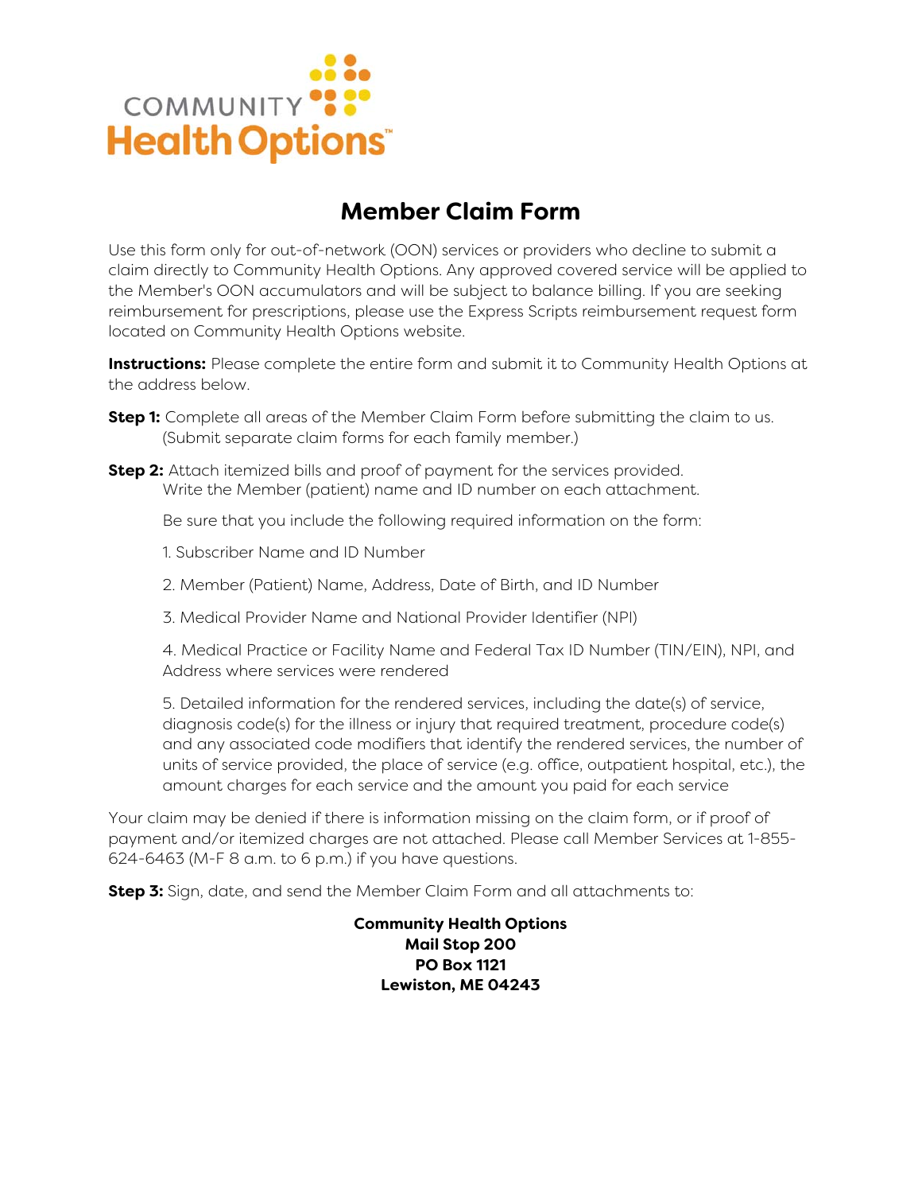COMMUNITY Health Options™

# Member Claim Form

Use this form only for out-of-network (OON) services or providers who decline to submit a claim directly to Community Health Options. Any approved covered service will be applied to the Member's OON accumulators and will be subject to balance billing. If you are seeking reimbursement for prescriptions, please use the Express Scripts reimbursement request form located on Community Health Options website.

**Instructions:** Please complete the entire form and submit it to Community Health Options at the address below.

**Step 1:** Complete all areas of the Member Claim Form before submitting the claim to us. (Submit separate claim forms for each family member.)

**Step 2:** Attach itemized bills and proof of payment for the services provided. Write the Member (patient) name and ID number on each attachment.

Be sure that you include the following required information on the form:

1. Subscriber Name and ID Number
2. Member (Patient) Name, Address, Date of Birth, and ID Number
3. Medical Provider Name and National Provider Identifier (NPI)
4. Medical Practice or Facility Name and Federal Tax ID Number (TIN/EIN), NPI, and Address where services were rendered
5. Detailed information for the rendered services, including the date(s) of service, diagnosis code(s) for the illness or injury that required treatment, procedure code(s) and any associated code modifiers that identify the rendered services, the number of units of service provided, the place of service (e.g. office, outpatient hospital, etc.), the amount charges for each service and the amount you paid for each service

Your claim may be denied if there is information missing on the claim form, or if proof of payment and/or itemized charges are not attached. Please call Member Services at 1-855-624-6463 (M-F 8 a.m. to 6 p.m.) if you have questions.

**Step 3:** Sign, date, and send the Member Claim Form and all attachments to:

**Community Health Options**
**Mail Stop 200**
**PO Box 1121**
**Lewiston, ME 04243**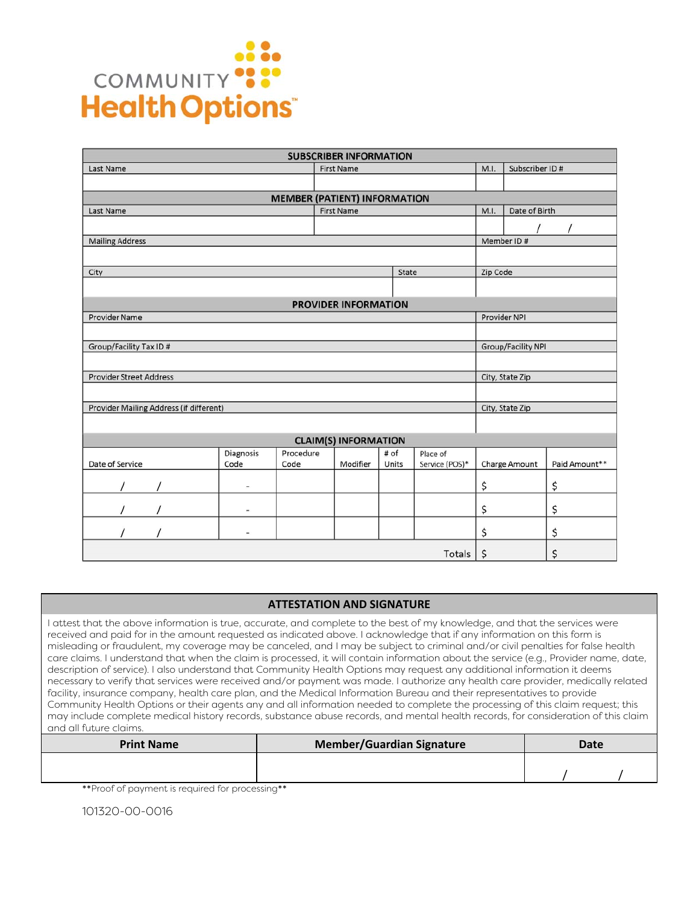COMMUNITY Health Options™

| SUBSCRIBER INFORMATION | | | |
|---|---|---|---|
| Last Name | First Name | M.I. | Subscriber ID # |
| | | | |

| MEMBER (PATIENT) INFORMATION | | | | |
|---|---|---|---|---|
| Last Name | First Name | | M.I. | Date of Birth |
| | | | | / / |
| Mailing Address | | | Member ID # | |
| | | | | |
| City | | State | Zip Code | |
| | | | | |

| PROVIDER INFORMATION | |
|---|---|
| Provider Name | Provider NPI |
| | |
| Group/Facility Tax ID # | Group/Facility NPI |
| | |
| Provider Street Address | City, State Zip |
| | |
| Provider Mailing Address (if different) | City, State Zip |
| | |

| CLAIM(S) INFORMATION | | | | | | | |
|---|---|---|---|---|---|---|---|
| Date of Service | Diagnosis Code | Procedure Code | Modifier | # of Units | Place of Service (POS)* | Charge Amount | Paid Amount** |
| / / | - | | | | | $ | $ |
| / / | - | | | | | $ | $ |
| / / | - | | | | | $ | $ |
| | | | | | Totals | $ | $ |

## ATTESTATION AND SIGNATURE

I attest that the above information is true, accurate, and complete to the best of my knowledge, and that the services were received and paid for in the amount requested as indicated above. I acknowledge that if any information on this form is misleading or fraudulent, my coverage may be canceled, and I may be subject to criminal and/or civil penalties for false health care claims. I understand that when the claim is processed, it will contain information about the service (e.g., Provider name, date, description of service). I also understand that Community Health Options may request any additional information it deems necessary to verify that services were received and/or payment was made. I authorize any health care provider, medically related facility, insurance company, health care plan, and the Medical Information Bureau and their representatives to provide Community Health Options or their agents any and all information needed to complete the processing of this claim request; this may include complete medical history records, substance abuse records, and mental health records, for consideration of this claim and all future claims.

| Print Name | Member/Guardian Signature | Date |
|---|---|---|
| | | / / |

**Proof of payment is required for processing**

101320-00-0016